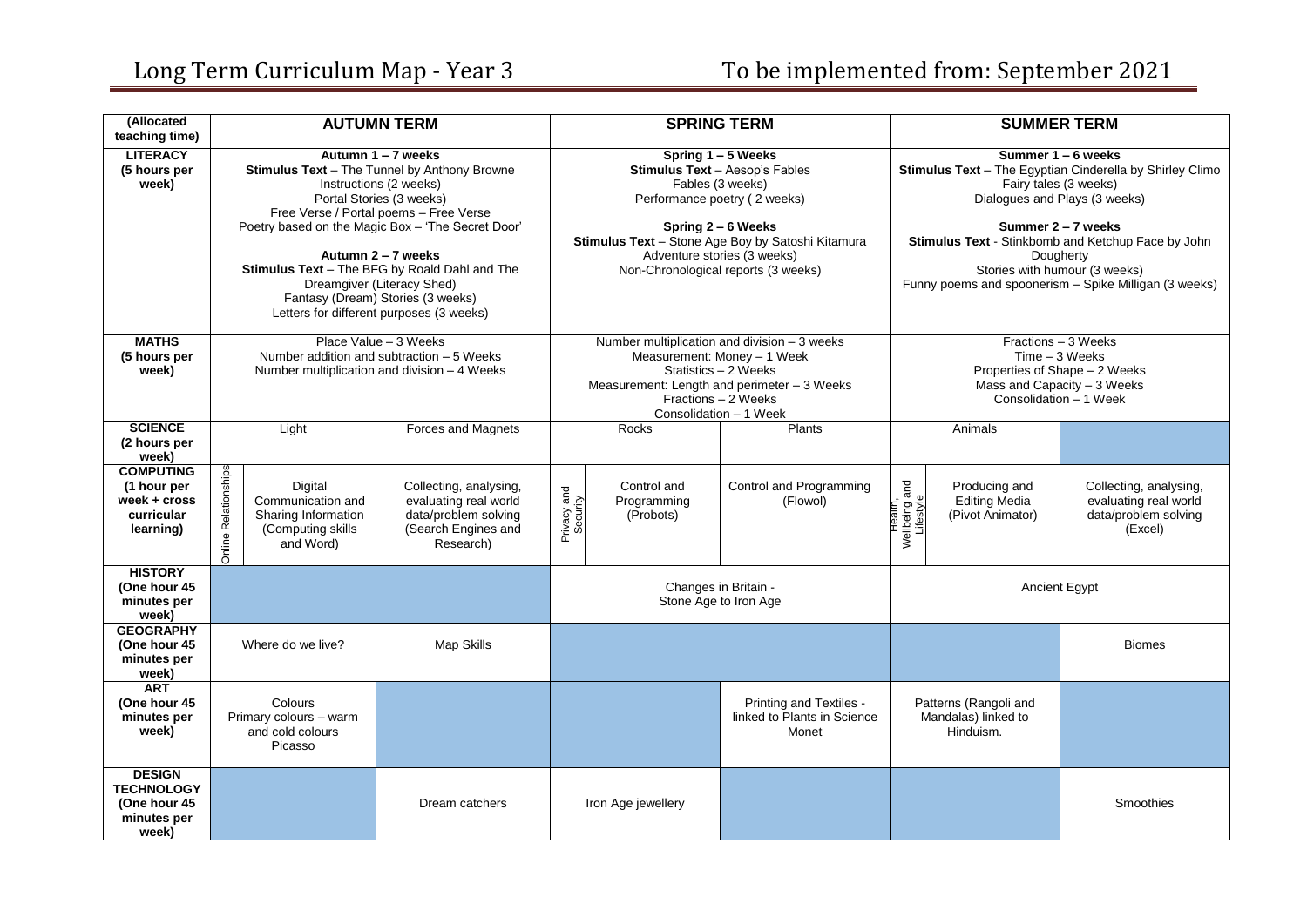# Long Term Curriculum Map - Year 3

To be implemented from: September 2021

| (Allocated teaching time) | AUTUMN TERM | | | SPRING TERM | | | SUMMER TERM | | |
|---|---|---|---|---|---|---|---|---|---|
| **LITERACY (5 hours per week)** | **Autumn 1 – 7 weeks** **Stimulus Text** – The Tunnel by Anthony Browne<br>Instructions (2 weeks)<br>Portal Stories (3 weeks)<br>Free Verse / Portal poems – Free Verse Poetry based on the Magic Box – 'The Secret Door'<br>**Autumn 2 – 7 weeks** **Stimulus Text** – The BFG by Roald Dahl and The Dreamgiver (Literacy Shed)<br>Fantasy (Dream) Stories (3 weeks)<br>Letters for different purposes (3 weeks) | | | **Spring 1 – 5 Weeks** **Stimulus Text** – Aesop's Fables<br>Fables (3 weeks)<br>Performance poetry ( 2 weeks)<br>**Spring 2 – 6 Weeks** **Stimulus Text** – Stone Age Boy by Satoshi Kitamura<br>Adventure stories (3 weeks)<br>Non-Chronological reports (3 weeks) | | | **Summer 1 – 6 weeks** **Stimulus Text** – The Egyptian Cinderella by Shirley Climo<br>Fairy tales (3 weeks)<br>Dialogues and Plays (3 weeks)<br>**Summer 2 – 7 weeks** **Stimulus Text** - Stinkbomb and Ketchup Face by John Dougherty<br>Stories with humour (3 weeks)<br>Funny poems and spoonerism – Spike Milligan (3 weeks) | | |
| **MATHS (5 hours per week)** | Place Value – 3 Weeks<br>Number addition and subtraction – 5 Weeks<br>Number multiplication and division – 4 Weeks | | | Number multiplication and division – 3 weeks<br>Measurement: Money – 1 Week<br>Statistics – 2 Weeks<br>Measurement: Length and perimeter – 3 Weeks<br>Fractions – 2 Weeks<br>Consolidation – 1 Week | | | Fractions – 3 Weeks<br>Time – 3 Weeks<br>Properties of Shape – 2 Weeks<br>Mass and Capacity – 3 Weeks<br>Consolidation – 1 Week | | |
| **SCIENCE (2 hours per week)** | Light | | Forces and Magnets | Rocks | | Plants | Animals | | |
| **COMPUTING (1 hour per week + cross curricular learning)** | Online Relationships | Digital Communication and Sharing Information (Computing skills and Word) | Collecting, analysing, evaluating real world data/problem solving (Search Engines and Research) | Privacy and Security | Control and Programming (Probots) | Control and Programming (Flowol) | Health, Wellbeing and Lifestyle | Producing and Editing Media (Pivot Animator) | Collecting, analysing, evaluating real world data/problem solving (Excel) |
| **HISTORY (One hour 45 minutes per week)** | | | | Changes in Britain - Stone Age to Iron Age | | | Ancient Egypt | | |
| **GEOGRAPHY (One hour 45 minutes per week)** | Where do we live? | | Map Skills | | | | | | Biomes |
| **ART (One hour 45 minutes per week)** | Colours<br>Primary colours – warm and cold colours<br>Picasso | | | | | Printing and Textiles - linked to Plants in Science<br>Monet | Patterns (Rangoli and Mandalas) linked to Hinduism. | | |
| **DESIGN TECHNOLOGY (One hour 45 minutes per week)** | | | Dream catchers | Iron Age jewellery | | | | | Smoothies |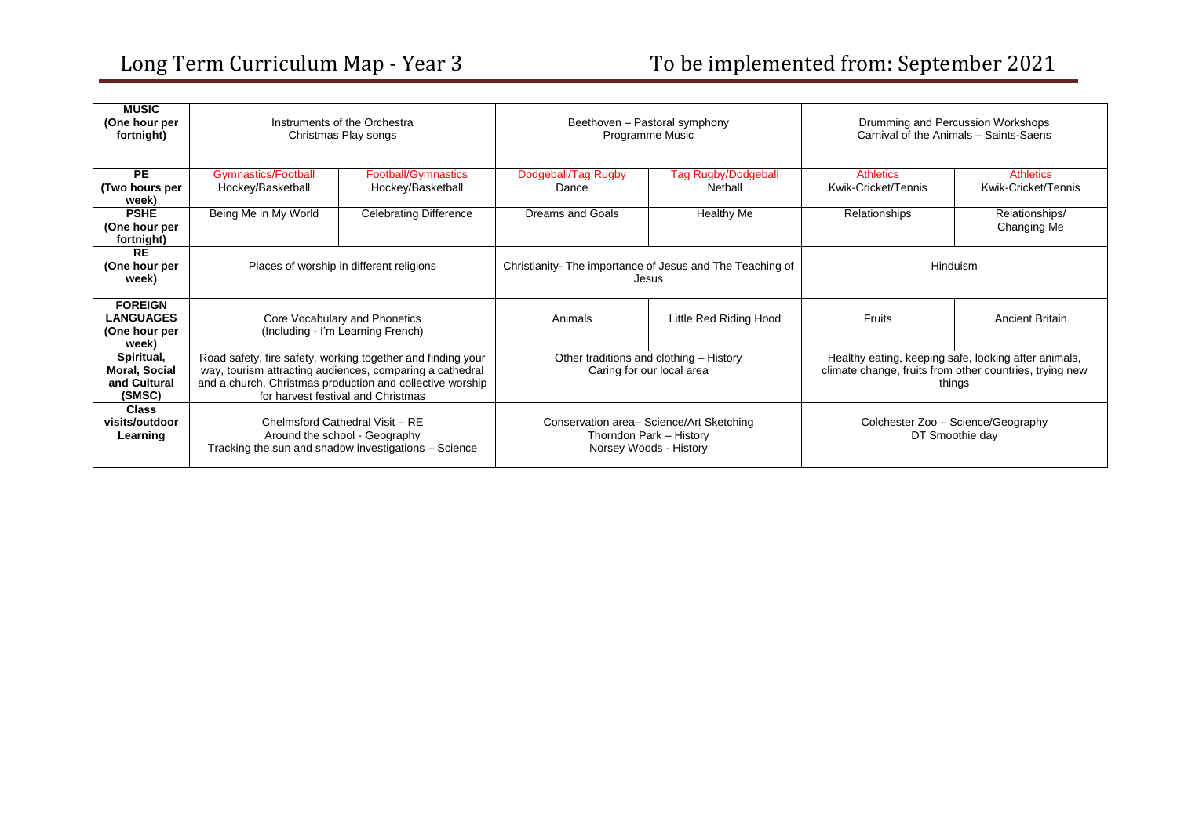| | | | | | | |
|---|---|---|---|---|---|---|
| **MUSIC (One hour per fortnight)** | Instruments of the Orchestra<br>Christmas Play songs | | Beethoven – Pastoral symphony<br>Programme Music | | Drumming and Percussion Workshops<br>Carnival of the Animals – Saints-Saens | |
| **PE (Two hours per week)** | Gymnastics/Football<br>Hockey/Basketball | Football/Gymnastics<br>Hockey/Basketball | Dodgeball/Tag Rugby<br>Dance | Tag Rugby/Dodgeball<br>Netball | Athletics<br>Kwik-Cricket/Tennis | Athletics<br>Kwik-Cricket/Tennis |
| **PSHE (One hour per fortnight)** | Being Me in My World | Celebrating Difference | Dreams and Goals | Healthy Me | Relationships | Relationships/<br>Changing Me |
| **RE (One hour per week)** | Places of worship in different religions | | Christianity- The importance of Jesus and The Teaching of Jesus | | Hinduism | |
| **FOREIGN LANGUAGES (One hour per week)** | Core Vocabulary and Phonetics<br>(Including - I'm Learning French) | | Animals | Little Red Riding Hood | Fruits | Ancient Britain |
| **Spiritual, Moral, Social and Cultural (SMSC)** | Road safety, fire safety, working together and finding your way, tourism attracting audiences, comparing a cathedral and a church, Christmas production and collective worship for harvest festival and Christmas | | Other traditions and clothing – History<br>Caring for our local area | | Healthy eating, keeping safe, looking after animals, climate change, fruits from other countries, trying new things | |
| **Class visits/outdoor Learning** | Chelmsford Cathedral Visit – RE<br>Around the school - Geography<br>Tracking the sun and shadow investigations – Science | | Conservation area– Science/Art Sketching<br>Thorndon Park – History<br>Norsey Woods - History | | Colchester Zoo – Science/Geography<br>DT Smoothie day | |